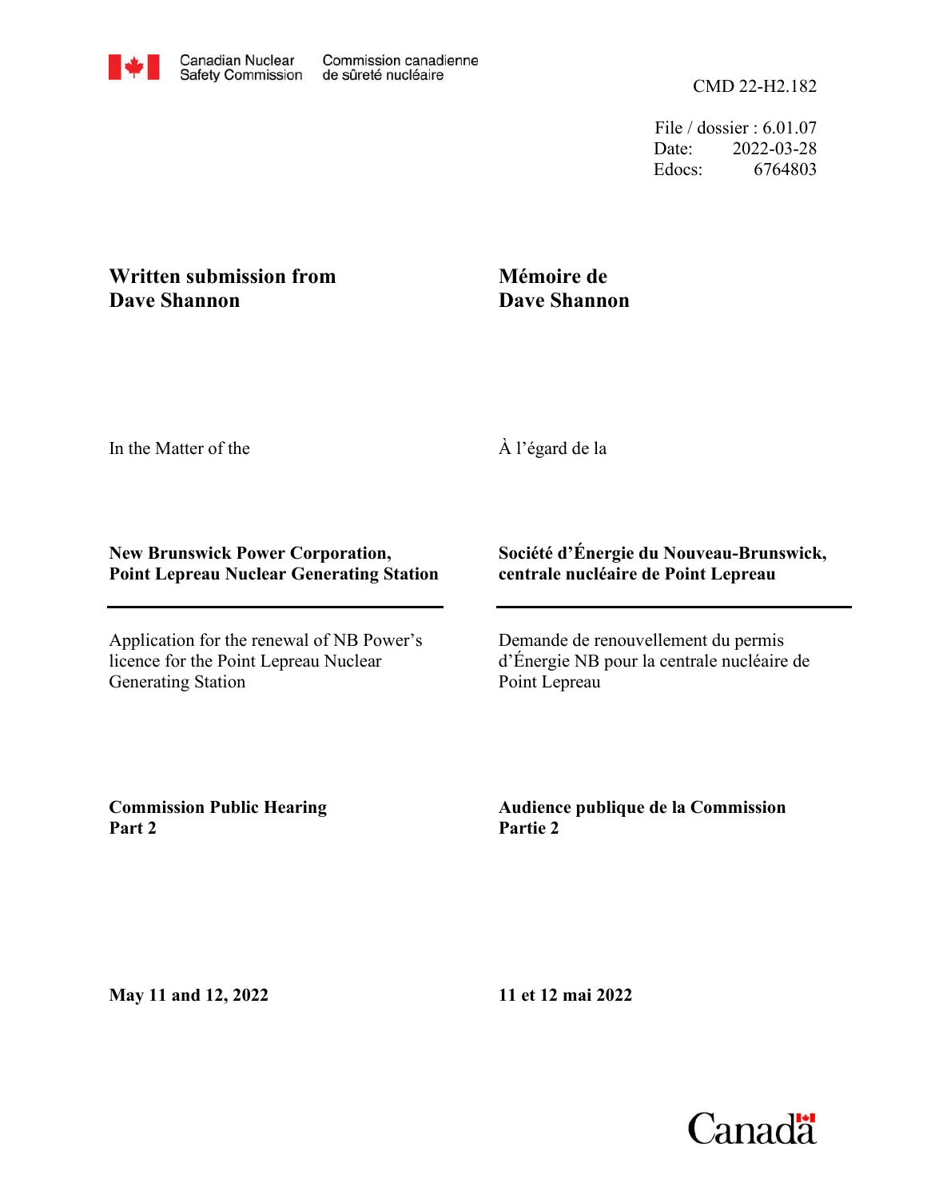Canadian Nuclear Safety Commission | Commission canadienne de sûreté nucléaire

CMD 22-H2.182

File / dossier : 6.01.07
Date: 2022-03-28
Edocs: 6764803

**Written submission from Dave Shannon**

**Mémoire de Dave Shannon**

In the Matter of the

À l'égard de la

**New Brunswick Power Corporation, Point Lepreau Nuclear Generating Station**

**Société d'Énergie du Nouveau-Brunswick, centrale nucléaire de Point Lepreau**

Application for the renewal of NB Power's licence for the Point Lepreau Nuclear Generating Station

Demande de renouvellement du permis d'Énergie NB pour la centrale nucléaire de Point Lepreau

**Commission Public Hearing Part 2**

**Audience publique de la Commission Partie 2**

**May 11 and 12, 2022**

**11 et 12 mai 2022**

Canada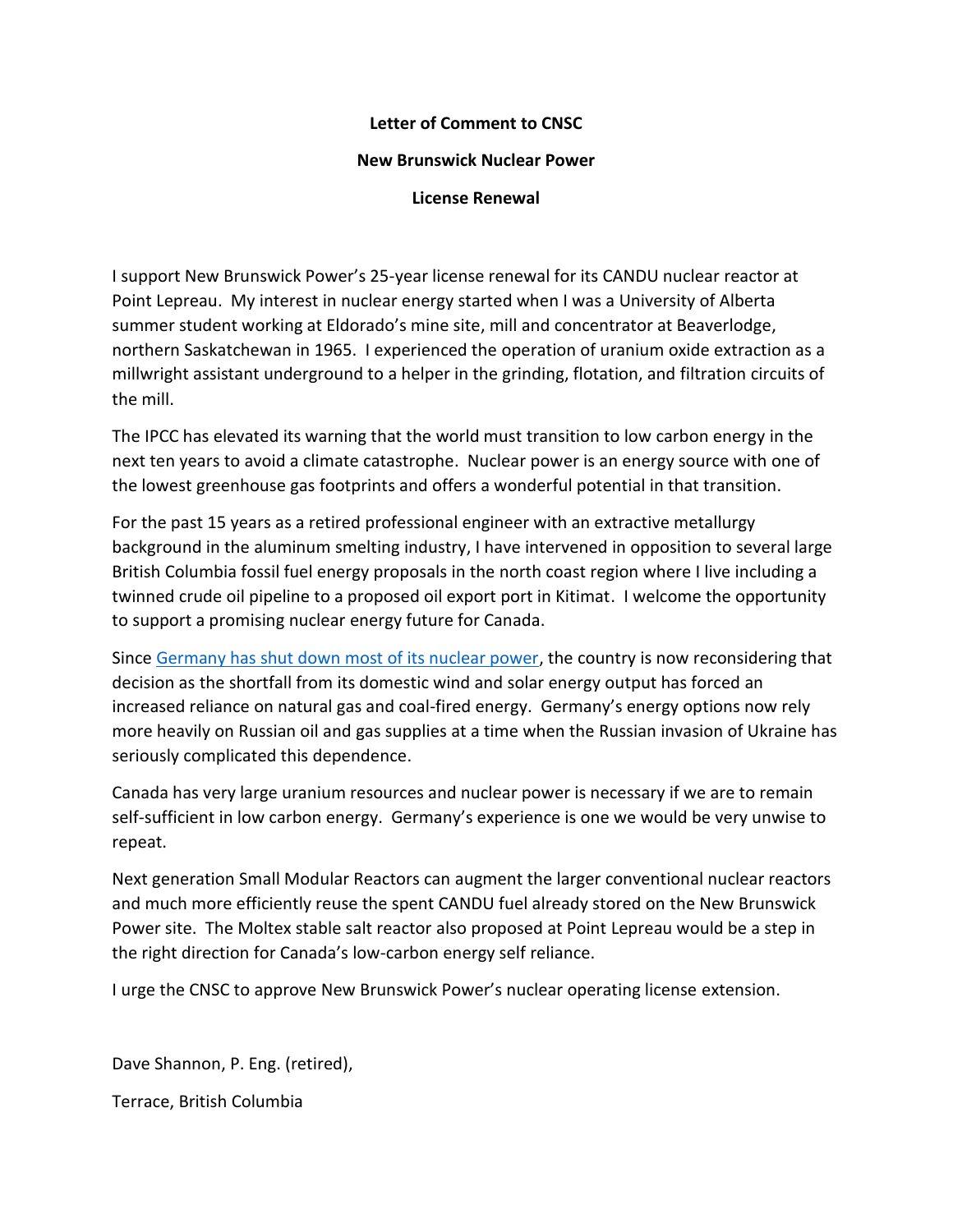**Letter of Comment to CNSC**

**New Brunswick Nuclear Power**

**License Renewal**

I support New Brunswick Power's 25-year license renewal for its CANDU nuclear reactor at Point Lepreau. My interest in nuclear energy started when I was a University of Alberta summer student working at Eldorado's mine site, mill and concentrator at Beaverlodge, northern Saskatchewan in 1965. I experienced the operation of uranium oxide extraction as a millwright assistant underground to a helper in the grinding, flotation, and filtration circuits of the mill.

The IPCC has elevated its warning that the world must transition to low carbon energy in the next ten years to avoid a climate catastrophe. Nuclear power is an energy source with one of the lowest greenhouse gas footprints and offers a wonderful potential in that transition.

For the past 15 years as a retired professional engineer with an extractive metallurgy background in the aluminum smelting industry, I have intervened in opposition to several large British Columbia fossil fuel energy proposals in the north coast region where I live including a twinned crude oil pipeline to a proposed oil export port in Kitimat. I welcome the opportunity to support a promising nuclear energy future for Canada.

Since Germany has shut down most of its nuclear power, the country is now reconsidering that decision as the shortfall from its domestic wind and solar energy output has forced an increased reliance on natural gas and coal-fired energy. Germany's energy options now rely more heavily on Russian oil and gas supplies at a time when the Russian invasion of Ukraine has seriously complicated this dependence.

Canada has very large uranium resources and nuclear power is necessary if we are to remain self-sufficient in low carbon energy. Germany's experience is one we would be very unwise to repeat.

Next generation Small Modular Reactors can augment the larger conventional nuclear reactors and much more efficiently reuse the spent CANDU fuel already stored on the New Brunswick Power site. The Moltex stable salt reactor also proposed at Point Lepreau would be a step in the right direction for Canada's low-carbon energy self reliance.

I urge the CNSC to approve New Brunswick Power's nuclear operating license extension.

Dave Shannon, P. Eng. (retired),

Terrace, British Columbia